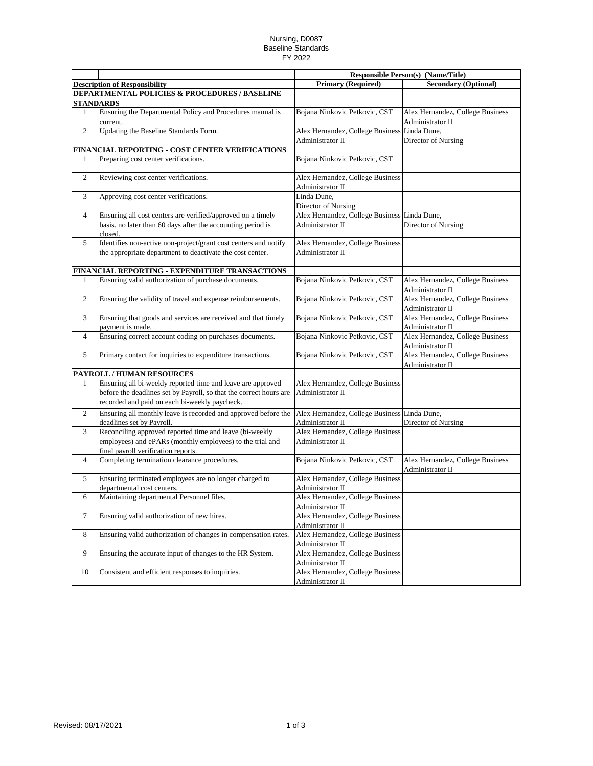Nursing, D0087
Baseline Standards
FY 2022

| | | Responsible Person(s) (Name/Title) | |
|---|---|---|---|
| **Description of Responsibility** | | **Primary (Required)** | **Secondary (Optional)** |
| **DEPARTMENTAL POLICIES & PROCEDURES / BASELINE STANDARDS** | | | |
| 1 | Ensuring the Departmental Policy and Procedures manual is current. | Bojana Ninkovic Petkovic, CST | Alex Hernandez, College Business Administrator II |
| 2 | Updating the Baseline Standards Form. | Alex Hernandez, College Business Administrator II | Linda Dune, Director of Nursing |
| **FINANCIAL REPORTING - COST CENTER VERIFICATIONS** | | | |
| 1 | Preparing cost center verifications. | Bojana Ninkovic Petkovic, CST | |
| 2 | Reviewing cost center verifications. | Alex Hernandez, College Business Administrator II | |
| 3 | Approving cost center verifications. | Linda Dune, Director of Nursing | |
| 4 | Ensuring all cost centers are verified/approved on a timely basis. no later than 60 days after the accounting period is closed. | Alex Hernandez, College Business Administrator II | Linda Dune, Director of Nursing |
| 5 | Identifies non-active non-project/grant cost centers and notify the appropriate department to deactivate the cost center. | Alex Hernandez, College Business Administrator II | |
| **FINANCIAL REPORTING - EXPENDITURE TRANSACTIONS** | | | |
| 1 | Ensuring valid authorization of purchase documents. | Bojana Ninkovic Petkovic, CST | Alex Hernandez, College Business Administrator II |
| 2 | Ensuring the validity of travel and expense reimbursements. | Bojana Ninkovic Petkovic, CST | Alex Hernandez, College Business Administrator II |
| 3 | Ensuring that goods and services are received and that timely payment is made. | Bojana Ninkovic Petkovic, CST | Alex Hernandez, College Business Administrator II |
| 4 | Ensuring correct account coding on purchases documents. | Bojana Ninkovic Petkovic, CST | Alex Hernandez, College Business Administrator II |
| 5 | Primary contact for inquiries to expenditure transactions. | Bojana Ninkovic Petkovic, CST | Alex Hernandez, College Business Administrator II |
| **PAYROLL / HUMAN RESOURCES** | | | |
| 1 | Ensuring all bi-weekly reported time and leave are approved before the deadlines set by Payroll, so that the correct hours are recorded and paid on each bi-weekly paycheck. | Alex Hernandez, College Business Administrator II | |
| 2 | Ensuring all monthly leave is recorded and approved before the deadlines set by Payroll. | Alex Hernandez, College Business Administrator II | Linda Dune, Director of Nursing |
| 3 | Reconciling approved reported time and leave (bi-weekly employees) and ePARs (monthly employees) to the trial and final payroll verification reports. | Alex Hernandez, College Business Administrator II | |
| 4 | Completing termination clearance procedures. | Bojana Ninkovic Petkovic, CST | Alex Hernandez, College Business Administrator II |
| 5 | Ensuring terminated employees are no longer charged to departmental cost centers. | Alex Hernandez, College Business Administrator II | |
| 6 | Maintaining departmental Personnel files. | Alex Hernandez, College Business Administrator II | |
| 7 | Ensuring valid authorization of new hires. | Alex Hernandez, College Business Administrator II | |
| 8 | Ensuring valid authorization of changes in compensation rates. | Alex Hernandez, College Business Administrator II | |
| 9 | Ensuring the accurate input of changes to the HR System. | Alex Hernandez, College Business Administrator II | |
| 10 | Consistent and efficient responses to inquiries. | Alex Hernandez, College Business Administrator II | |

Revised: 08/17/2021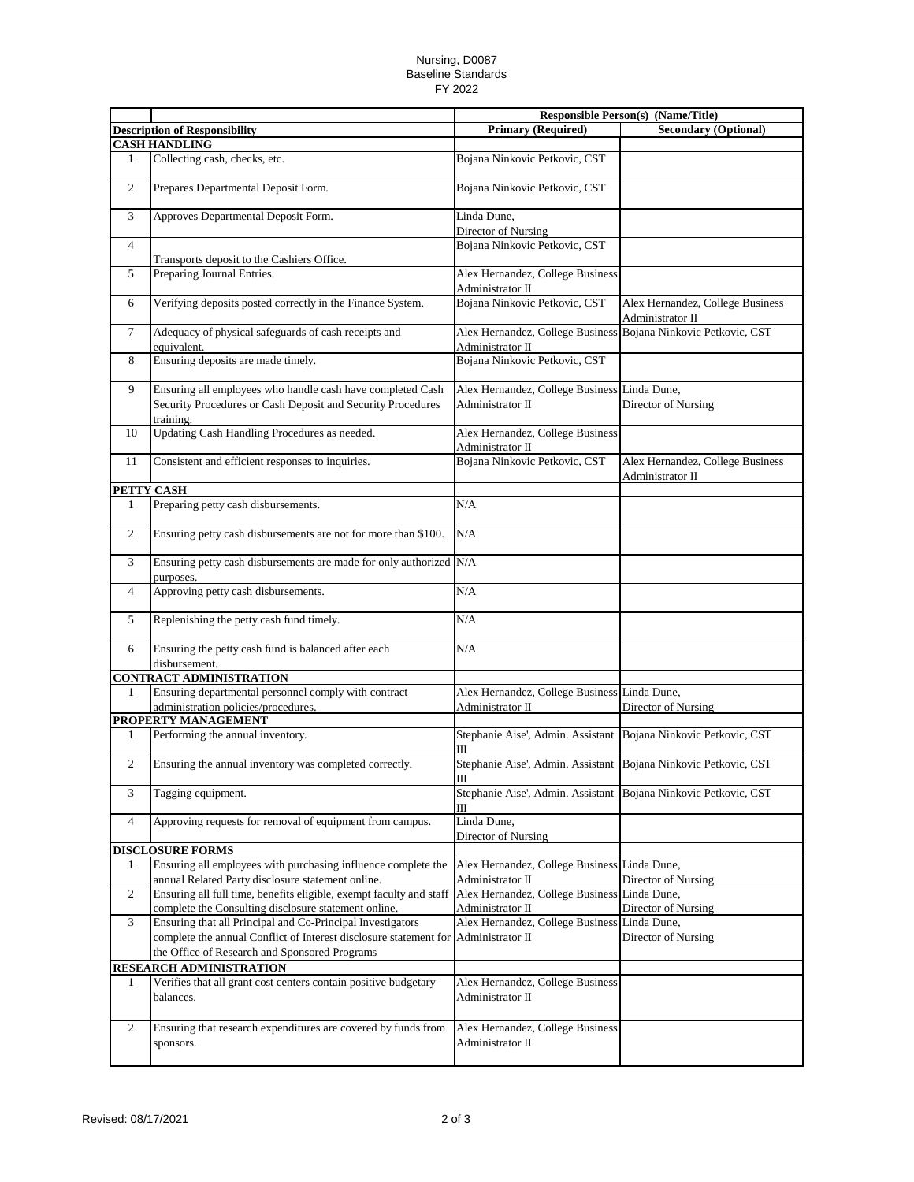Nursing, D0087
Baseline Standards
FY 2022

| | | Responsible Person(s) (Name/Title) | |
|---|---|---|---|
| Description of Responsibility | | Primary (Required) | Secondary (Optional) |
| **CASH HANDLING** | | | |
| 1 | Collecting cash, checks, etc. | Bojana Ninkovic Petkovic, CST | |
| 2 | Prepares Departmental Deposit Form. | Bojana Ninkovic Petkovic, CST | |
| 3 | Approves Departmental Deposit Form. | Linda Dune, Director of Nursing | |
| 4 | Transports deposit to the Cashiers Office. | Bojana Ninkovic Petkovic, CST | |
| 5 | Preparing Journal Entries. | Alex Hernandez, College Business Administrator II | |
| 6 | Verifying deposits posted correctly in the Finance System. | Bojana Ninkovic Petkovic, CST | Alex Hernandez, College Business Administrator II |
| 7 | Adequacy of physical safeguards of cash receipts and equivalent. | Alex Hernandez, College Business Administrator II | Bojana Ninkovic Petkovic, CST |
| 8 | Ensuring deposits are made timely. | Bojana Ninkovic Petkovic, CST | |
| 9 | Ensuring all employees who handle cash have completed Cash Security Procedures or Cash Deposit and Security Procedures training. | Alex Hernandez, College Business Administrator II | Linda Dune, Director of Nursing |
| 10 | Updating Cash Handling Procedures as needed. | Alex Hernandez, College Business Administrator II | |
| 11 | Consistent and efficient responses to inquiries. | Bojana Ninkovic Petkovic, CST | Alex Hernandez, College Business Administrator II |
| **PETTY CASH** | | | |
| 1 | Preparing petty cash disbursements. | N/A | |
| 2 | Ensuring petty cash disbursements are not for more than $100. | N/A | |
| 3 | Ensuring petty cash disbursements are made for only authorized purposes. | N/A | |
| 4 | Approving petty cash disbursements. | N/A | |
| 5 | Replenishing the petty cash fund timely. | N/A | |
| 6 | Ensuring the petty cash fund is balanced after each disbursement. | N/A | |
| **CONTRACT ADMINISTRATION** | | | |
| 1 | Ensuring departmental personnel comply with contract administration policies/procedures. | Alex Hernandez, College Business Administrator II | Linda Dune, Director of Nursing |
| **PROPERTY MANAGEMENT** | | | |
| 1 | Performing the annual inventory. | Stephanie Aise', Admin. Assistant III | Bojana Ninkovic Petkovic, CST |
| 2 | Ensuring the annual inventory was completed correctly. | Stephanie Aise', Admin. Assistant III | Bojana Ninkovic Petkovic, CST |
| 3 | Tagging equipment. | Stephanie Aise', Admin. Assistant III | Bojana Ninkovic Petkovic, CST |
| 4 | Approving requests for removal of equipment from campus. | Linda Dune, Director of Nursing | |
| **DISCLOSURE FORMS** | | | |
| 1 | Ensuring all employees with purchasing influence complete the annual Related Party disclosure statement online. | Alex Hernandez, College Business Administrator II | Linda Dune, Director of Nursing |
| 2 | Ensuring all full time, benefits eligible, exempt faculty and staff complete the Consulting disclosure statement online. | Alex Hernandez, College Business Administrator II | Linda Dune, Director of Nursing |
| 3 | Ensuring that all Principal and Co-Principal Investigators complete the annual Conflict of Interest disclosure statement for the Office of Research and Sponsored Programs | Alex Hernandez, College Business Administrator II | Linda Dune, Director of Nursing |
| **RESEARCH ADMINISTRATION** | | | |
| 1 | Verifies that all grant cost centers contain positive budgetary balances. | Alex Hernandez, College Business Administrator II | |
| 2 | Ensuring that research expenditures are covered by funds from sponsors. | Alex Hernandez, College Business Administrator II | |

Revised: 08/17/2021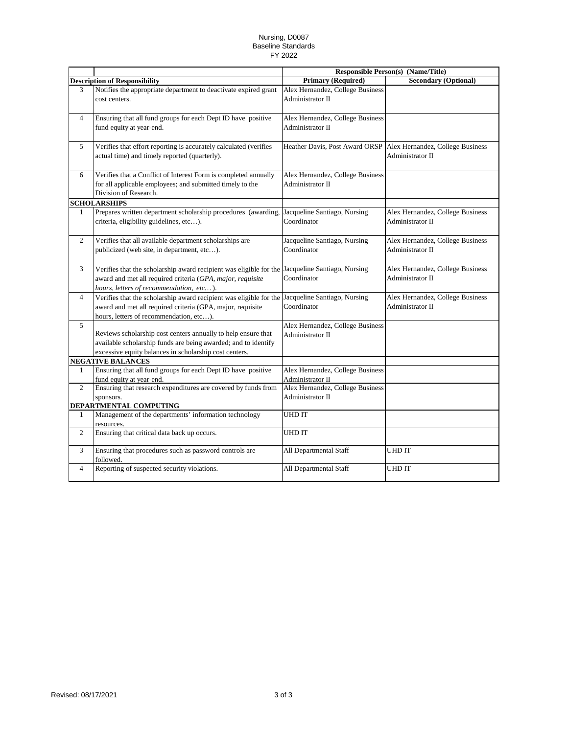Nursing, D0087
Baseline Standards
FY 2022

| | | Responsible Person(s) (Name/Title) | |
|---|---|---|---|
| **Description of Responsibility** | | **Primary (Required)** | **Secondary (Optional)** |
| 3 | Notifies the appropriate department to deactivate expired grant cost centers. | Alex Hernandez, College Business Administrator II | |
| 4 | Ensuring that all fund groups for each Dept ID have positive fund equity at year-end. | Alex Hernandez, College Business Administrator II | |
| 5 | Verifies that effort reporting is accurately calculated (verifies actual time) and timely reported (quarterly). | Heather Davis, Post Award ORSP | Alex Hernandez, College Business Administrator II |
| 6 | Verifies that a Conflict of Interest Form is completed annually for all applicable employees; and submitted timely to the Division of Research. | Alex Hernandez, College Business Administrator II | |
| **SCHOLARSHIPS** | | | |
| 1 | Prepares written department scholarship procedures (awarding, criteria, eligibility guidelines, etc…). | Jacqueline Santiago, Nursing Coordinator | Alex Hernandez, College Business Administrator II |
| 2 | Verifies that all available department scholarships are publicized (web site, in department, etc…). | Jacqueline Santiago, Nursing Coordinator | Alex Hernandez, College Business Administrator II |
| 3 | Verifies that the scholarship award recipient was eligible for the award and met all required criteria (*GPA, major, requisite hours, letters of recommendation, etc…*). | Jacqueline Santiago, Nursing Coordinator | Alex Hernandez, College Business Administrator II |
| 4 | Verifies that the scholarship award recipient was eligible for the award and met all required criteria (GPA, major, requisite hours, letters of recommendation, etc…). | Jacqueline Santiago, Nursing Coordinator | Alex Hernandez, College Business Administrator II |
| 5 | Reviews scholarship cost centers annually to help ensure that available scholarship funds are being awarded; and to identify excessive equity balances in scholarship cost centers. | Alex Hernandez, College Business Administrator II | |
| **NEGATIVE BALANCES** | | | |
| 1 | Ensuring that all fund groups for each Dept ID have positive fund equity at year-end. | Alex Hernandez, College Business Administrator II | |
| 2 | Ensuring that research expenditures are covered by funds from sponsors. | Alex Hernandez, College Business Administrator II | |
| **DEPARTMENTAL COMPUTING** | | | |
| 1 | Management of the departments' information technology resources. | UHD IT | |
| 2 | Ensuring that critical data back up occurs. | UHD IT | |
| 3 | Ensuring that procedures such as password controls are followed. | All Departmental Staff | UHD IT |
| 4 | Reporting of suspected security violations. | All Departmental Staff | UHD IT |

Revised: 08/17/2021